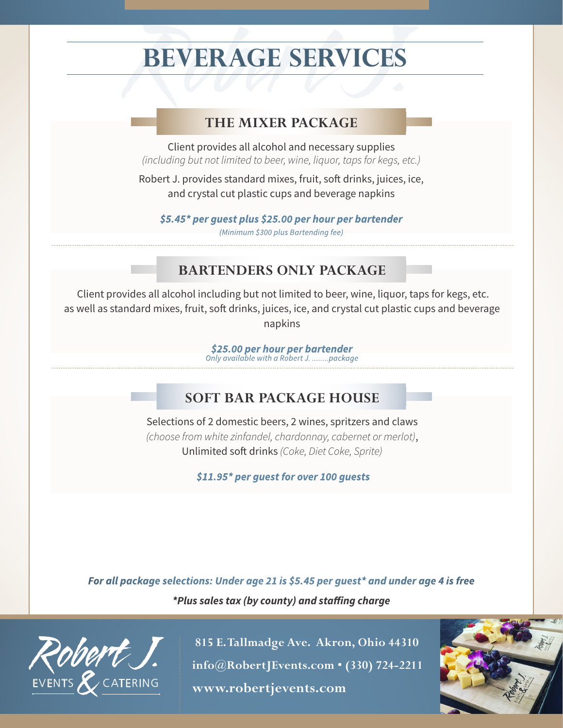# BEVERAGE SERVICES

## THE MIXER PACKAGE

Client provides all alcohol and necessary supplies
*(including but not limited to beer, wine, liquor, taps for kegs, etc.)*

Robert J. provides standard mixes, fruit, soft drinks, juices, ice, and crystal cut plastic cups and beverage napkins

***$5.45* per guest plus $25.00 per hour per bartender***
*(Minimum $300 plus Bartending fee)*

## BARTENDERS ONLY PACKAGE

Client provides all alcohol including but not limited to beer, wine, liquor, taps for kegs, etc. as well as standard mixes, fruit, soft drinks, juices, ice, and crystal cut plastic cups and beverage napkins

***$25.00 per hour per bartender***
*Only available with a Robert J. ........package*

## SOFT BAR PACKAGE HOUSE

Selections of 2 domestic beers, 2 wines, spritzers and claws
*(choose from white zinfandel, chardonnay, cabernet or merlot)*,
Unlimited soft drinks *(Coke, Diet Coke, Sprite)*

***$11.95* per guest for over 100 guests***

***For all package selections: Under age 21 is $5.45 per guest* and under age 4 is free***

***\*Plus sales tax (by county) and staffing charge***

Robert J. EVENTS & CATERING

**815 E. Tallmadge Ave. Akron, Ohio 44310**
**info@RobertJEvents.com • (330) 724-2211**
**www.robertjevents.com**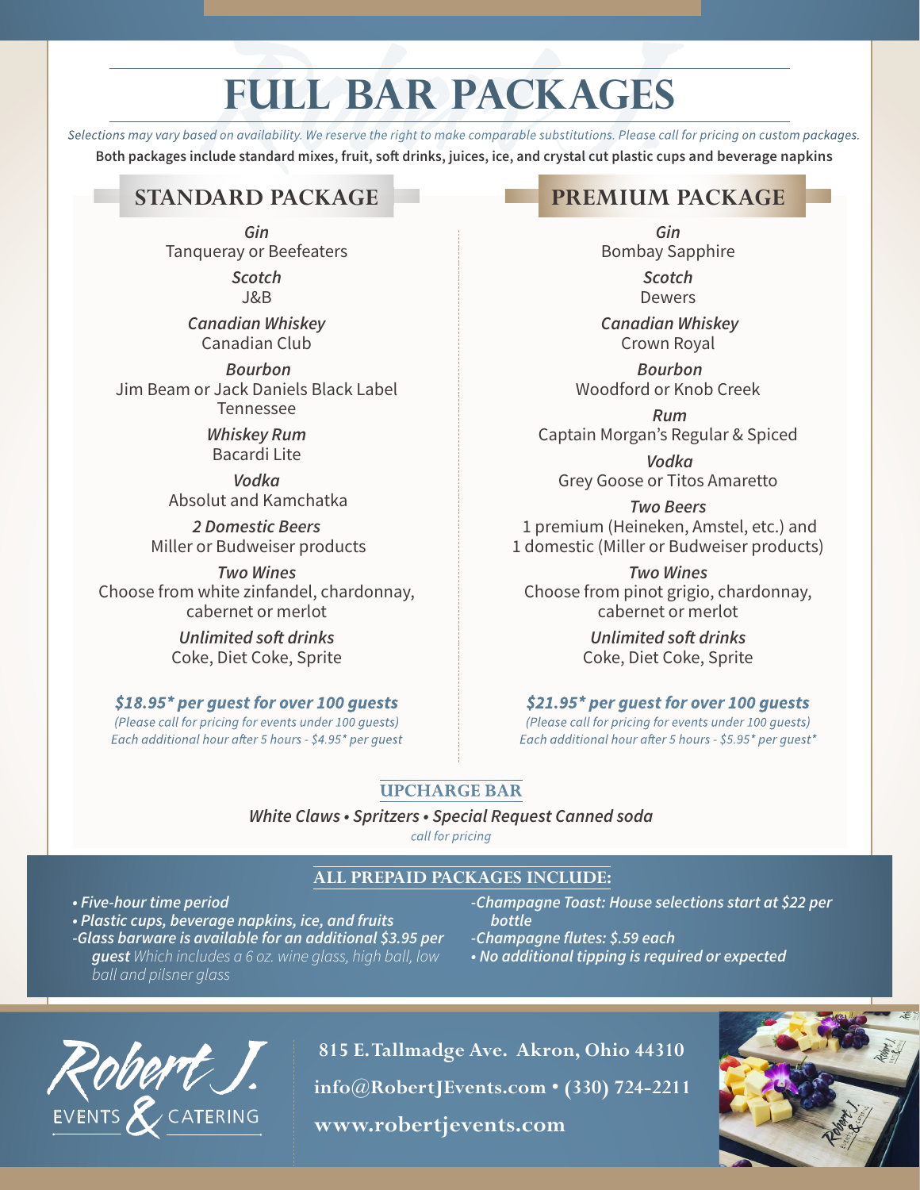# FULL BAR PACKAGES

*Selections may vary based on availability. We reserve the right to make comparable substitutions. Please call for pricing on custom packages.*

**Both packages include standard mixes, fruit, soft drinks, juices, ice, and crystal cut plastic cups and beverage napkins**

## STANDARD PACKAGE

***Gin***
Tanqueray or Beefeaters

***Scotch***
J&B

***Canadian Whiskey***
Canadian Club

***Bourbon***
Jim Beam or Jack Daniels Black Label Tennessee

***Whiskey Rum***
Bacardi Lite

***Vodka***
Absolut and Kamchatka

***2 Domestic Beers***
Miller or Budweiser products

***Two Wines***
Choose from white zinfandel, chardonnay, cabernet or merlot

***Unlimited soft drinks***
Coke, Diet Coke, Sprite

***$18.95* per guest for over 100 guests***

*(Please call for pricing for events under 100 guests)*

*Each additional hour after 5 hours - $4.95* per guest*

## PREMIUM PACKAGE

***Gin***
Bombay Sapphire

***Scotch***
Dewers

***Canadian Whiskey***
Crown Royal

***Bourbon***
Woodford or Knob Creek

***Rum***
Captain Morgan's Regular & Spiced

***Vodka***
Grey Goose or Titos Amaretto

***Two Beers***
1 premium (Heineken, Amstel, etc.) and 1 domestic (Miller or Budweiser products)

***Two Wines***
Choose from pinot grigio, chardonnay, cabernet or merlot

***Unlimited soft drinks***
Coke, Diet Coke, Sprite

***$21.95* per guest for over 100 guests***

*(Please call for pricing for events under 100 guests)*

*Each additional hour after 5 hours - $5.95* per guest**

## UPCHARGE BAR

***White Claws • Spritzers • Special Request Canned soda***

*call for pricing*

## ALL PREPAID PACKAGES INCLUDE:

- ***Five-hour time period***
- ***Plastic cups, beverage napkins, ice, and fruits***
- ***Glass barware is available for an additional $3.95 per guest*** *Which includes a 6 oz. wine glass, high ball, low ball and pilsner glass*
- ***Champagne Toast: House selections start at $22 per bottle***
- ***Champagne flutes: $.59 each***
- ***No additional tipping is required or expected***

Robert J. EVENTS & CATERING

**815 E. Tallmadge Ave. Akron, Ohio 44310**

**info@RobertJEvents.com • (330) 724-2211**

**www.robertjevents.com**